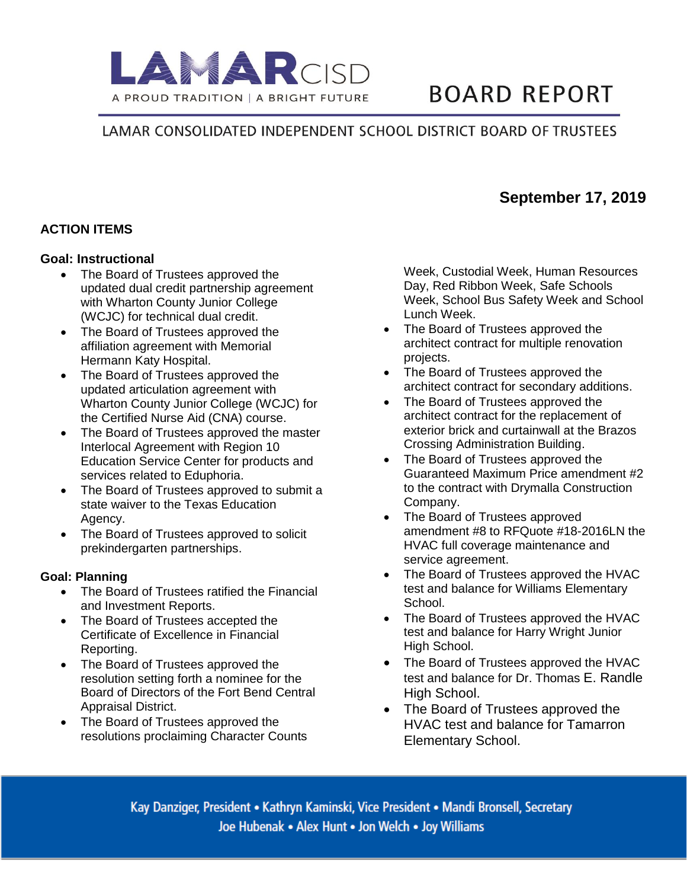# LAMAR CISD

A PROUD TRADITION | A BRIGHT FUTURE

# BOARD REPORT

LAMAR CONSOLIDATED INDEPENDENT SCHOOL DISTRICT BOARD OF TRUSTEES

**September 17, 2019**

## ACTION ITEMS

### Goal: Instructional

- The Board of Trustees approved the updated dual credit partnership agreement with Wharton County Junior College (WCJC) for technical dual credit.
- The Board of Trustees approved the affiliation agreement with Memorial Hermann Katy Hospital.
- The Board of Trustees approved the updated articulation agreement with Wharton County Junior College (WCJC) for the Certified Nurse Aid (CNA) course.
- The Board of Trustees approved the master Interlocal Agreement with Region 10 Education Service Center for products and services related to Eduphoria.
- The Board of Trustees approved to submit a state waiver to the Texas Education Agency.
- The Board of Trustees approved to solicit prekindergarten partnerships.

### Goal: Planning

- The Board of Trustees ratified the Financial and Investment Reports.
- The Board of Trustees accepted the Certificate of Excellence in Financial Reporting.
- The Board of Trustees approved the resolution setting forth a nominee for the Board of Directors of the Fort Bend Central Appraisal District.
- The Board of Trustees approved the resolutions proclaiming Character Counts Week, Custodial Week, Human Resources Day, Red Ribbon Week, Safe Schools Week, School Bus Safety Week and School Lunch Week.
- The Board of Trustees approved the architect contract for multiple renovation projects.
- The Board of Trustees approved the architect contract for secondary additions.
- The Board of Trustees approved the architect contract for the replacement of exterior brick and curtainwall at the Brazos Crossing Administration Building.
- The Board of Trustees approved the Guaranteed Maximum Price amendment #2 to the contract with Drymalla Construction Company.
- The Board of Trustees approved amendment #8 to RFQuote #18-2016LN the HVAC full coverage maintenance and service agreement.
- The Board of Trustees approved the HVAC test and balance for Williams Elementary School.
- The Board of Trustees approved the HVAC test and balance for Harry Wright Junior High School.
- The Board of Trustees approved the HVAC test and balance for Dr. Thomas E. Randle High School.
- The Board of Trustees approved the HVAC test and balance for Tamarron Elementary School.

Kay Danziger, President • Kathryn Kaminski, Vice President • Mandi Bronsell, Secretary
Joe Hubenak • Alex Hunt • Jon Welch • Joy Williams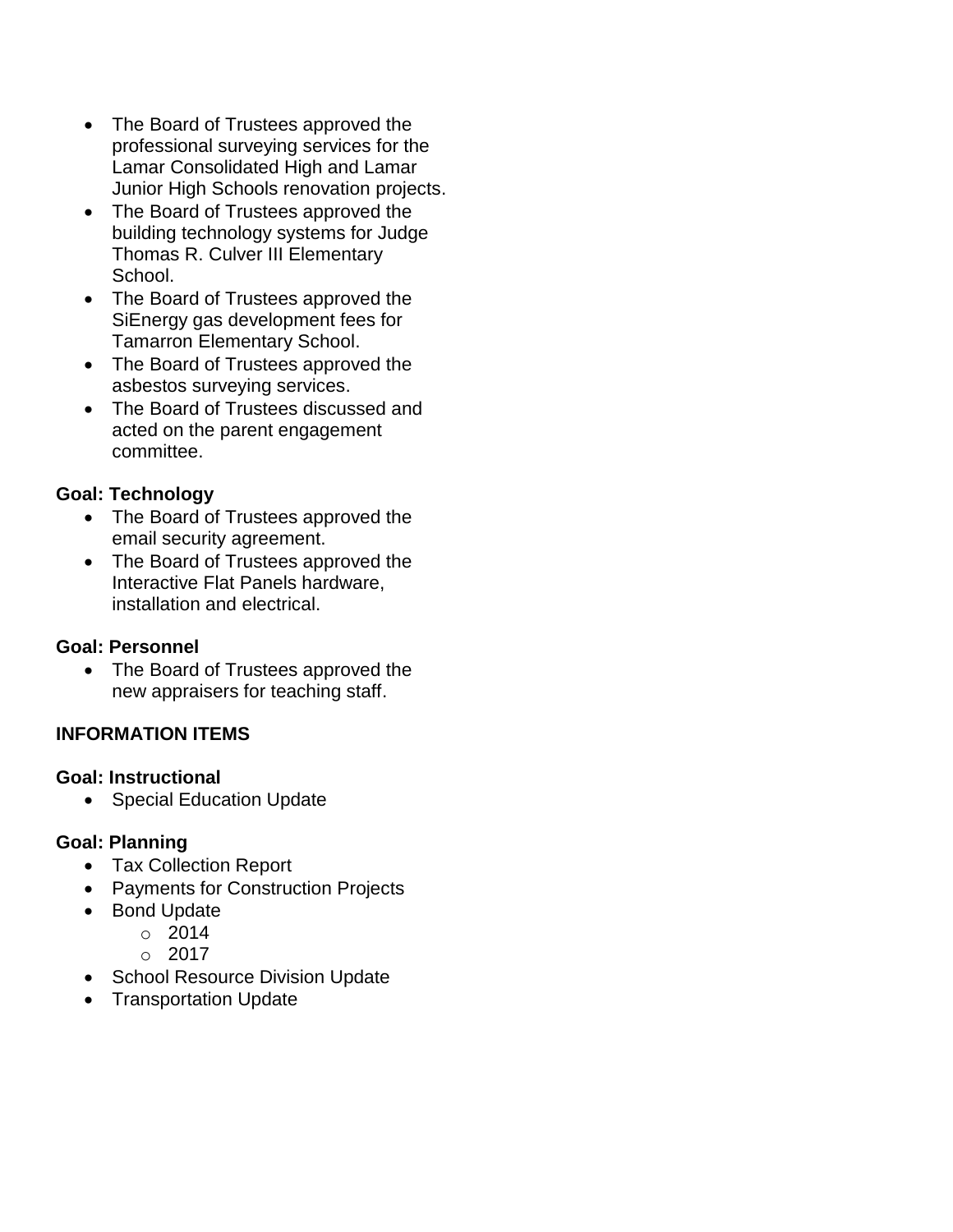- The Board of Trustees approved the professional surveying services for the Lamar Consolidated High and Lamar Junior High Schools renovation projects.
- The Board of Trustees approved the building technology systems for Judge Thomas R. Culver III Elementary School.
- The Board of Trustees approved the SiEnergy gas development fees for Tamarron Elementary School.
- The Board of Trustees approved the asbestos surveying services.
- The Board of Trustees discussed and acted on the parent engagement committee.

**Goal: Technology**

- The Board of Trustees approved the email security agreement.
- The Board of Trustees approved the Interactive Flat Panels hardware, installation and electrical.

**Goal: Personnel**

- The Board of Trustees approved the new appraisers for teaching staff.

**INFORMATION ITEMS**

**Goal: Instructional**

- Special Education Update

**Goal: Planning**

- Tax Collection Report
- Payments for Construction Projects
- Bond Update
  - 2014
  - 2017
- School Resource Division Update
- Transportation Update